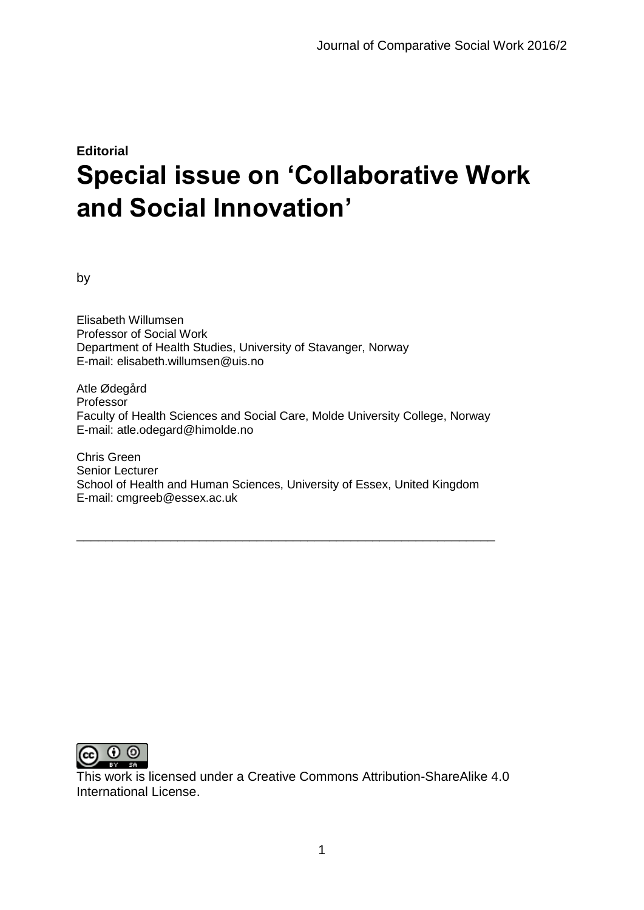**Editorial**

# Special issue on 'Collaborative Work and Social Innovation'

by

Elisabeth Willumsen
Professor of Social Work
Department of Health Studies, University of Stavanger, Norway
E-mail: elisabeth.willumsen@uis.no

Atle Ødegård
Professor
Faculty of Health Sciences and Social Care, Molde University College, Norway
E-mail: atle.odegard@himolde.no

Chris Green
Senior Lecturer
School of Health and Human Sciences, University of Essex, United Kingdom
E-mail: cmgreeb@essex.ac.uk

---

This work is licensed under a Creative Commons Attribution-ShareAlike 4.0 International License.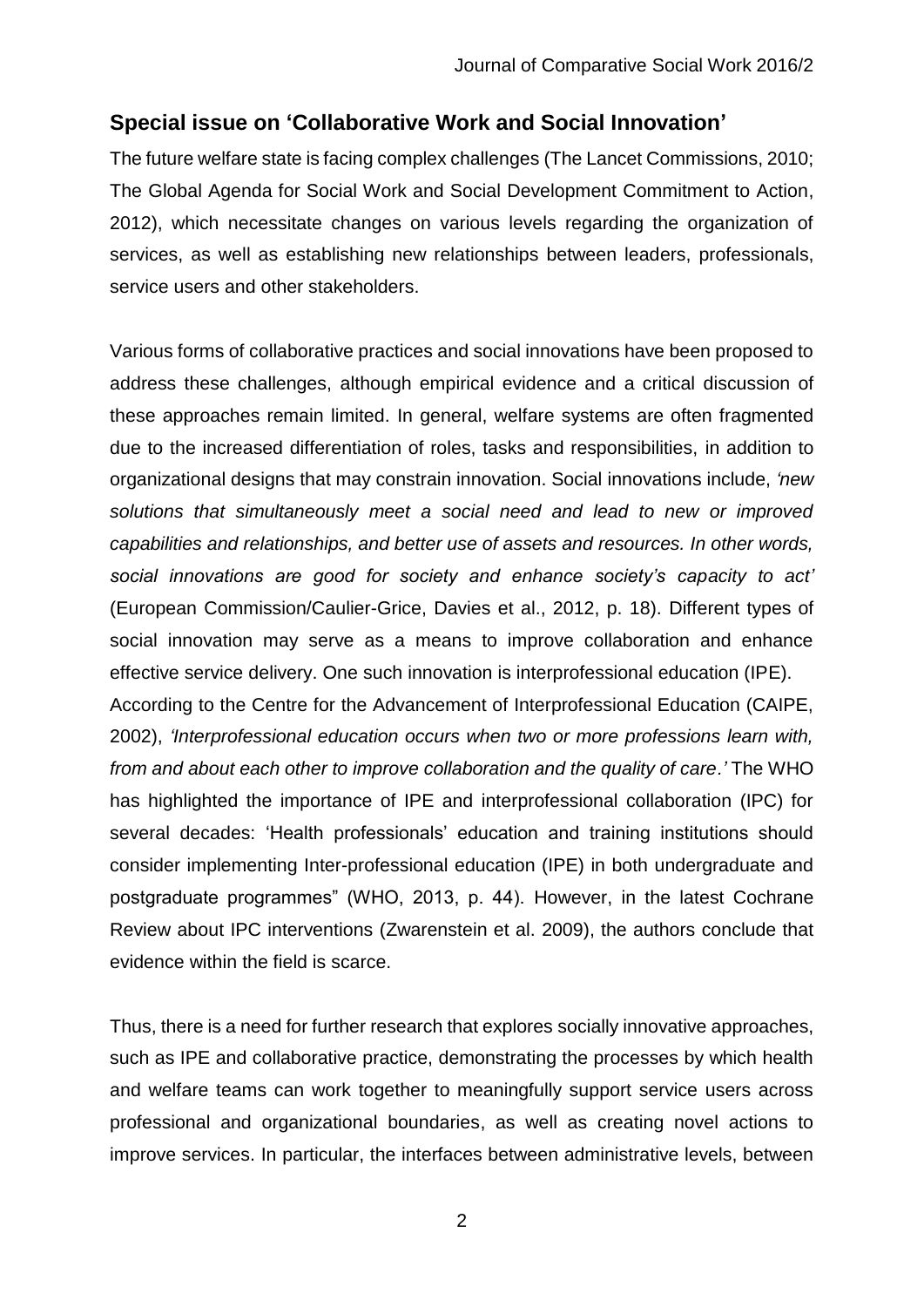## Special issue on 'Collaborative Work and Social Innovation'

The future welfare state is facing complex challenges (The Lancet Commissions, 2010; The Global Agenda for Social Work and Social Development Commitment to Action, 2012), which necessitate changes on various levels regarding the organization of services, as well as establishing new relationships between leaders, professionals, service users and other stakeholders.

Various forms of collaborative practices and social innovations have been proposed to address these challenges, although empirical evidence and a critical discussion of these approaches remain limited. In general, welfare systems are often fragmented due to the increased differentiation of roles, tasks and responsibilities, in addition to organizational designs that may constrain innovation. Social innovations include, *'new solutions that simultaneously meet a social need and lead to new or improved capabilities and relationships, and better use of assets and resources. In other words, social innovations are good for society and enhance society's capacity to act'* (European Commission/Caulier-Grice, Davies et al., 2012, p. 18). Different types of social innovation may serve as a means to improve collaboration and enhance effective service delivery. One such innovation is interprofessional education (IPE).
According to the Centre for the Advancement of Interprofessional Education (CAIPE, 2002), *'Interprofessional education occurs when two or more professions learn with, from and about each other to improve collaboration and the quality of care.'* The WHO has highlighted the importance of IPE and interprofessional collaboration (IPC) for several decades: 'Health professionals' education and training institutions should consider implementing Inter-professional education (IPE) in both undergraduate and postgraduate programmes" (WHO, 2013, p. 44). However, in the latest Cochrane Review about IPC interventions (Zwarenstein et al. 2009), the authors conclude that evidence within the field is scarce.

Thus, there is a need for further research that explores socially innovative approaches, such as IPE and collaborative practice, demonstrating the processes by which health and welfare teams can work together to meaningfully support service users across professional and organizational boundaries, as well as creating novel actions to improve services. In particular, the interfaces between administrative levels, between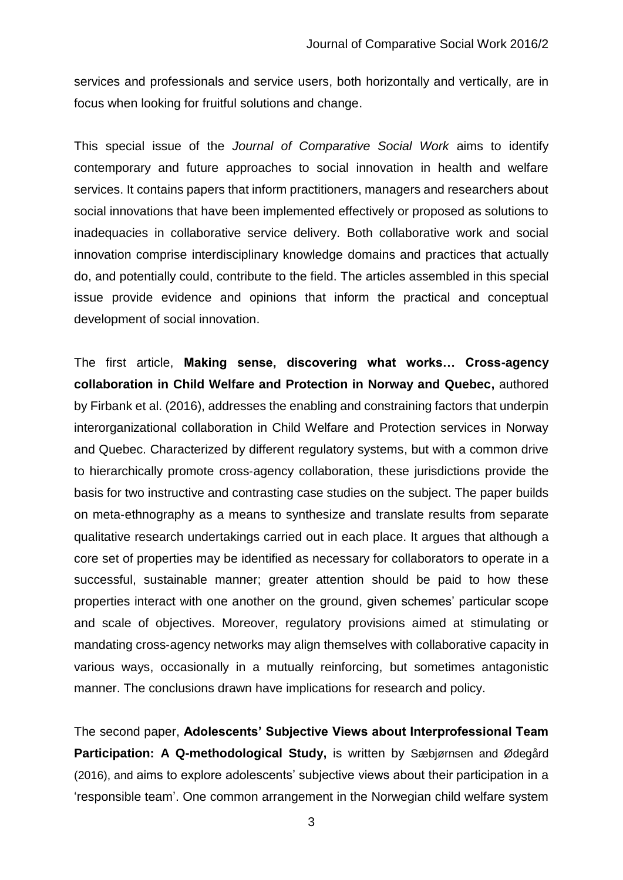services and professionals and service users, both horizontally and vertically, are in focus when looking for fruitful solutions and change.

This special issue of the *Journal of Comparative Social Work* aims to identify contemporary and future approaches to social innovation in health and welfare services. It contains papers that inform practitioners, managers and researchers about social innovations that have been implemented effectively or proposed as solutions to inadequacies in collaborative service delivery. Both collaborative work and social innovation comprise interdisciplinary knowledge domains and practices that actually do, and potentially could, contribute to the field. The articles assembled in this special issue provide evidence and opinions that inform the practical and conceptual development of social innovation.

The first article, **Making sense, discovering what works… Cross-agency collaboration in Child Welfare and Protection in Norway and Quebec,** authored by Firbank et al. (2016), addresses the enabling and constraining factors that underpin interorganizational collaboration in Child Welfare and Protection services in Norway and Quebec. Characterized by different regulatory systems, but with a common drive to hierarchically promote cross-agency collaboration, these jurisdictions provide the basis for two instructive and contrasting case studies on the subject. The paper builds on meta-ethnography as a means to synthesize and translate results from separate qualitative research undertakings carried out in each place. It argues that although a core set of properties may be identified as necessary for collaborators to operate in a successful, sustainable manner; greater attention should be paid to how these properties interact with one another on the ground, given schemes' particular scope and scale of objectives. Moreover, regulatory provisions aimed at stimulating or mandating cross-agency networks may align themselves with collaborative capacity in various ways, occasionally in a mutually reinforcing, but sometimes antagonistic manner. The conclusions drawn have implications for research and policy.

The second paper, **Adolescents' Subjective Views about Interprofessional Team Participation: A Q-methodological Study,** is written by Sæbjørnsen and Ødegård (2016), and aims to explore adolescents' subjective views about their participation in a 'responsible team'. One common arrangement in the Norwegian child welfare system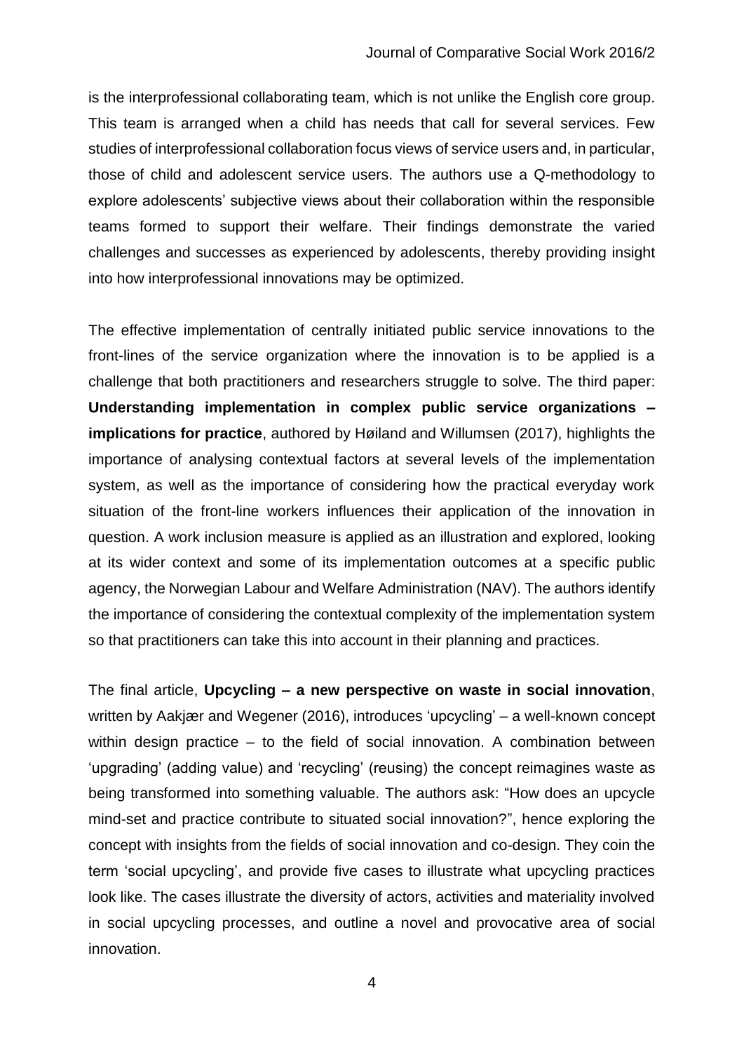is the interprofessional collaborating team, which is not unlike the English core group. This team is arranged when a child has needs that call for several services. Few studies of interprofessional collaboration focus views of service users and, in particular, those of child and adolescent service users. The authors use a Q-methodology to explore adolescents' subjective views about their collaboration within the responsible teams formed to support their welfare. Their findings demonstrate the varied challenges and successes as experienced by adolescents, thereby providing insight into how interprofessional innovations may be optimized.

The effective implementation of centrally initiated public service innovations to the front-lines of the service organization where the innovation is to be applied is a challenge that both practitioners and researchers struggle to solve. The third paper: **Understanding implementation in complex public service organizations – implications for practice**, authored by Høiland and Willumsen (2017), highlights the importance of analysing contextual factors at several levels of the implementation system, as well as the importance of considering how the practical everyday work situation of the front-line workers influences their application of the innovation in question. A work inclusion measure is applied as an illustration and explored, looking at its wider context and some of its implementation outcomes at a specific public agency, the Norwegian Labour and Welfare Administration (NAV). The authors identify the importance of considering the contextual complexity of the implementation system so that practitioners can take this into account in their planning and practices.

The final article, **Upcycling – a new perspective on waste in social innovation**, written by Aakjær and Wegener (2016), introduces 'upcycling' – a well-known concept within design practice – to the field of social innovation. A combination between 'upgrading' (adding value) and 'recycling' (reusing) the concept reimagines waste as being transformed into something valuable. The authors ask: "How does an upcycle mind-set and practice contribute to situated social innovation?", hence exploring the concept with insights from the fields of social innovation and co-design. They coin the term 'social upcycling', and provide five cases to illustrate what upcycling practices look like. The cases illustrate the diversity of actors, activities and materiality involved in social upcycling processes, and outline a novel and provocative area of social innovation.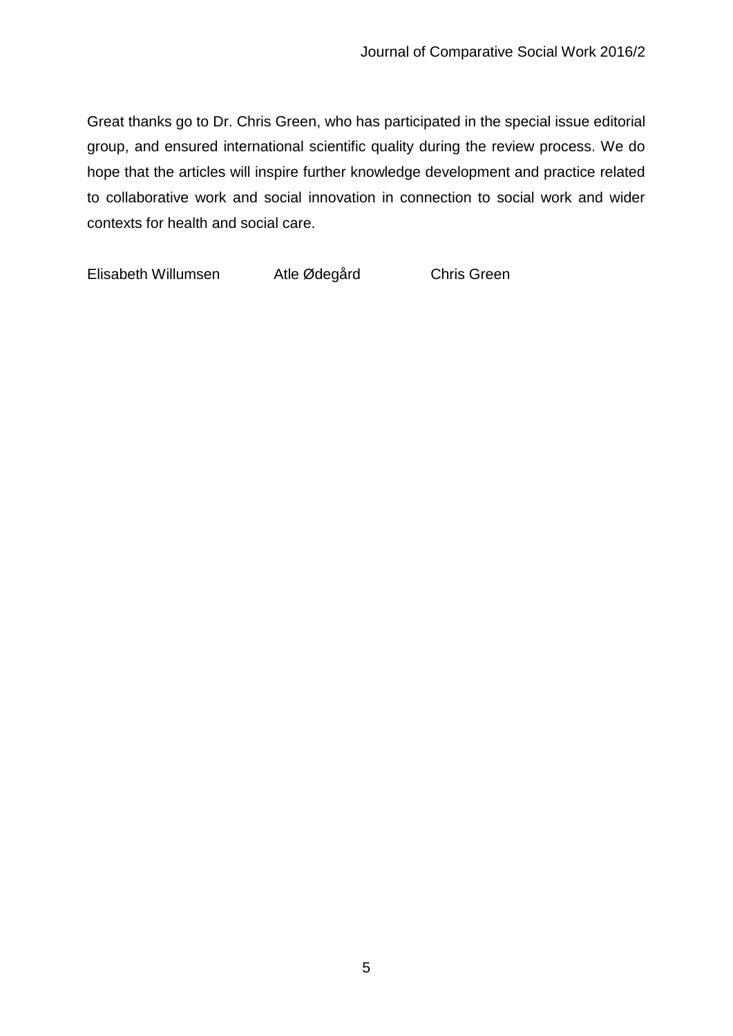Great thanks go to Dr. Chris Green, who has participated in the special issue editorial group, and ensured international scientific quality during the review process. We do hope that the articles will inspire further knowledge development and practice related to collaborative work and social innovation in connection to social work and wider contexts for health and social care.

Elisabeth Willumsen          Atle Ødegård          Chris Green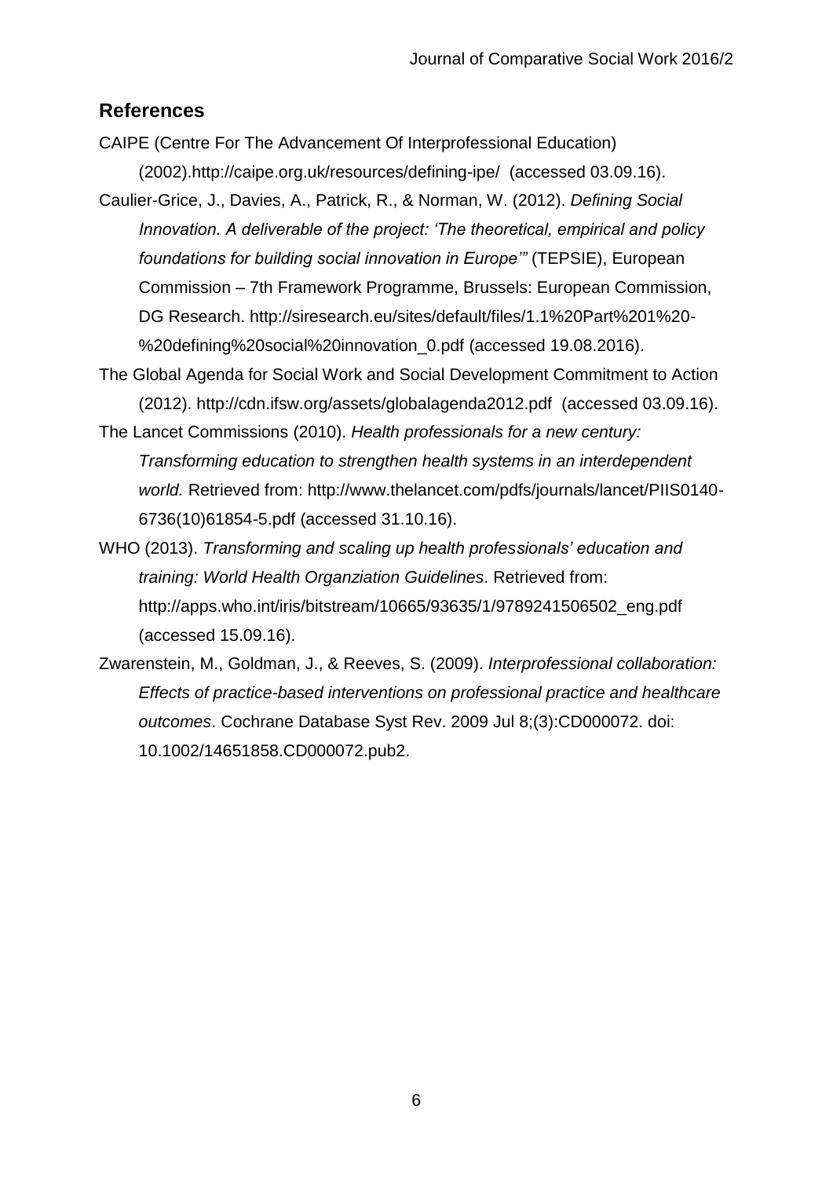## References

CAIPE (Centre For The Advancement Of Interprofessional Education) (2002).http://caipe.org.uk/resources/defining-ipe/ (accessed 03.09.16).

Caulier-Grice, J., Davies, A., Patrick, R., & Norman, W. (2012). *Defining Social Innovation. A deliverable of the project: 'The theoretical, empirical and policy foundations for building social innovation in Europe'"* (TEPSIE), European Commission – 7th Framework Programme, Brussels: European Commission, DG Research. http://siresearch.eu/sites/default/files/1.1%20Part%201%20-%20defining%20social%20innovation_0.pdf (accessed 19.08.2016).

The Global Agenda for Social Work and Social Development Commitment to Action (2012). http://cdn.ifsw.org/assets/globalagenda2012.pdf (accessed 03.09.16).

The Lancet Commissions (2010). *Health professionals for a new century: Transforming education to strengthen health systems in an interdependent world.* Retrieved from: http://www.thelancet.com/pdfs/journals/lancet/PIIS0140-6736(10)61854-5.pdf (accessed 31.10.16).

WHO (2013). *Transforming and scaling up health professionals' education and training: World Health Organziation Guidelines*. Retrieved from: http://apps.who.int/iris/bitstream/10665/93635/1/9789241506502_eng.pdf (accessed 15.09.16).

Zwarenstein, M., Goldman, J., & Reeves, S. (2009). *Interprofessional collaboration: Effects of practice-based interventions on professional practice and healthcare outcomes*. Cochrane Database Syst Rev. 2009 Jul 8;(3):CD000072. doi: 10.1002/14651858.CD000072.pub2.